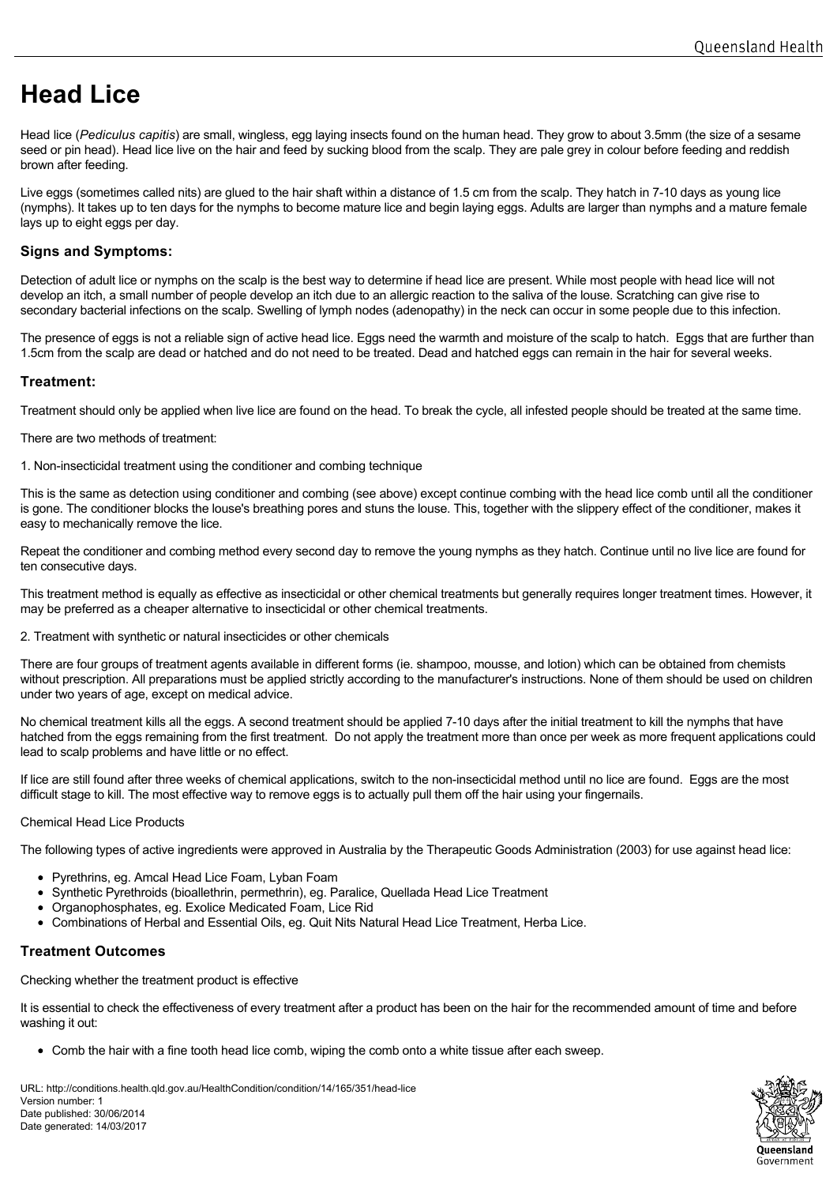# Head Lice

Head lice (*Pediculus capitis*) are small, wingless, egg laying insects found on the human head. They grow to about 3.5mm (the size of a sesame seed or pin head). Head lice live on the hair and feed by sucking blood from the scalp. They are pale grey in colour before feeding and reddish brown after feeding.

Live eggs (sometimes called nits) are glued to the hair shaft within a distance of 1.5 cm from the scalp. They hatch in 7-10 days as young lice (nymphs). It takes up to ten days for the nymphs to become mature lice and begin laying eggs. Adults are larger than nymphs and a mature female lays up to eight eggs per day.

### Signs and Symptoms:

Detection of adult lice or nymphs on the scalp is the best way to determine if head lice are present. While most people with head lice will not develop an itch, a small number of people develop an itch due to an allergic reaction to the saliva of the louse. Scratching can give rise to secondary bacterial infections on the scalp. Swelling of lymph nodes (adenopathy) in the neck can occur in some people due to this infection.

The presence of eggs is not a reliable sign of active head lice. Eggs need the warmth and moisture of the scalp to hatch. Eggs that are further than 1.5cm from the scalp are dead or hatched and do not need to be treated. Dead and hatched eggs can remain in the hair for several weeks.

### Treatment:

Treatment should only be applied when live lice are found on the head. To break the cycle, all infested people should be treated at the same time.

There are two methods of treatment:

1. Non-insecticidal treatment using the conditioner and combing technique

This is the same as detection using conditioner and combing (see above) except continue combing with the head lice comb until all the conditioner is gone. The conditioner blocks the louse's breathing pores and stuns the louse. This, together with the slippery effect of the conditioner, makes it easy to mechanically remove the lice.

Repeat the conditioner and combing method every second day to remove the young nymphs as they hatch. Continue until no live lice are found for ten consecutive days.

This treatment method is equally as effective as insecticidal or other chemical treatments but generally requires longer treatment times. However, it may be preferred as a cheaper alternative to insecticidal or other chemical treatments.

2. Treatment with synthetic or natural insecticides or other chemicals

There are four groups of treatment agents available in different forms (ie. shampoo, mousse, and lotion) which can be obtained from chemists without prescription. All preparations must be applied strictly according to the manufacturer's instructions. None of them should be used on children under two years of age, except on medical advice.

No chemical treatment kills all the eggs. A second treatment should be applied 7-10 days after the initial treatment to kill the nymphs that have hatched from the eggs remaining from the first treatment. Do not apply the treatment more than once per week as more frequent applications could lead to scalp problems and have little or no effect.

If lice are still found after three weeks of chemical applications, switch to the non-insecticidal method until no lice are found. Eggs are the most difficult stage to kill. The most effective way to remove eggs is to actually pull them off the hair using your fingernails.

Chemical Head Lice Products

The following types of active ingredients were approved in Australia by the Therapeutic Goods Administration (2003) for use against head lice:

- Pyrethrins, eg. Amcal Head Lice Foam, Lyban Foam
- Synthetic Pyrethroids (bioallethrin, permethrin), eg. Paralice, Quellada Head Lice Treatment
- Organophosphates, eg. Exolice Medicated Foam, Lice Rid
- Combinations of Herbal and Essential Oils, eg. Quit Nits Natural Head Lice Treatment, Herba Lice.

### Treatment Outcomes

Checking whether the treatment product is effective

It is essential to check the effectiveness of every treatment after a product has been on the hair for the recommended amount of time and before washing it out:

- Comb the hair with a fine tooth head lice comb, wiping the comb onto a white tissue after each sweep.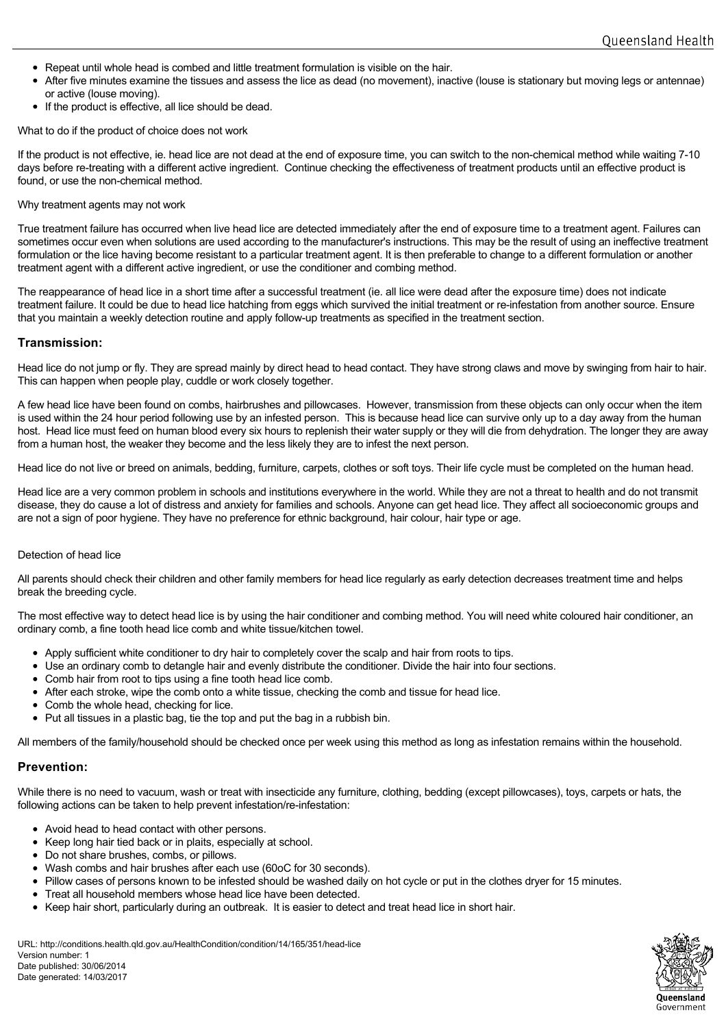- Repeat until whole head is combed and little treatment formulation is visible on the hair.
- After five minutes examine the tissues and assess the lice as dead (no movement), inactive (louse is stationary but moving legs or antennae) or active (louse moving).
- If the product is effective, all lice should be dead.

What to do if the product of choice does not work

If the product is not effective, ie. head lice are not dead at the end of exposure time, you can switch to the non-chemical method while waiting 7-10 days before re-treating with a different active ingredient. Continue checking the effectiveness of treatment products until an effective product is found, or use the non-chemical method.

Why treatment agents may not work

True treatment failure has occurred when live head lice are detected immediately after the end of exposure time to a treatment agent. Failures can sometimes occur even when solutions are used according to the manufacturer's instructions. This may be the result of using an ineffective treatment formulation or the lice having become resistant to a particular treatment agent. It is then preferable to change to a different formulation or another treatment agent with a different active ingredient, or use the conditioner and combing method.

The reappearance of head lice in a short time after a successful treatment (ie. all lice were dead after the exposure time) does not indicate treatment failure. It could be due to head lice hatching from eggs which survived the initial treatment or re-infestation from another source. Ensure that you maintain a weekly detection routine and apply follow-up treatments as specified in the treatment section.

## Transmission:

Head lice do not jump or fly. They are spread mainly by direct head to head contact. They have strong claws and move by swinging from hair to hair. This can happen when people play, cuddle or work closely together.

A few head lice have been found on combs, hairbrushes and pillowcases. However, transmission from these objects can only occur when the item is used within the 24 hour period following use by an infested person. This is because head lice can survive only up to a day away from the human host. Head lice must feed on human blood every six hours to replenish their water supply or they will die from dehydration. The longer they are away from a human host, the weaker they become and the less likely they are to infest the next person.

Head lice do not live or breed on animals, bedding, furniture, carpets, clothes or soft toys. Their life cycle must be completed on the human head.

Head lice are a very common problem in schools and institutions everywhere in the world. While they are not a threat to health and do not transmit disease, they do cause a lot of distress and anxiety for families and schools. Anyone can get head lice. They affect all socioeconomic groups and are not a sign of poor hygiene. They have no preference for ethnic background, hair colour, hair type or age.

Detection of head lice

All parents should check their children and other family members for head lice regularly as early detection decreases treatment time and helps break the breeding cycle.

The most effective way to detect head lice is by using the hair conditioner and combing method. You will need white coloured hair conditioner, an ordinary comb, a fine tooth head lice comb and white tissue/kitchen towel.

- Apply sufficient white conditioner to dry hair to completely cover the scalp and hair from roots to tips.
- Use an ordinary comb to detangle hair and evenly distribute the conditioner. Divide the hair into four sections.
- Comb hair from root to tips using a fine tooth head lice comb.
- After each stroke, wipe the comb onto a white tissue, checking the comb and tissue for head lice.
- Comb the whole head, checking for lice.
- Put all tissues in a plastic bag, tie the top and put the bag in a rubbish bin.

All members of the family/household should be checked once per week using this method as long as infestation remains within the household.

## Prevention:

While there is no need to vacuum, wash or treat with insecticide any furniture, clothing, bedding (except pillowcases), toys, carpets or hats, the following actions can be taken to help prevent infestation/re-infestation:

- Avoid head to head contact with other persons.
- Keep long hair tied back or in plaits, especially at school.
- Do not share brushes, combs, or pillows.
- Wash combs and hair brushes after each use (60oC for 30 seconds).
- Pillow cases of persons known to be infested should be washed daily on hot cycle or put in the clothes dryer for 15 minutes.
- Treat all household members whose head lice have been detected.
- Keep hair short, particularly during an outbreak. It is easier to detect and treat head lice in short hair.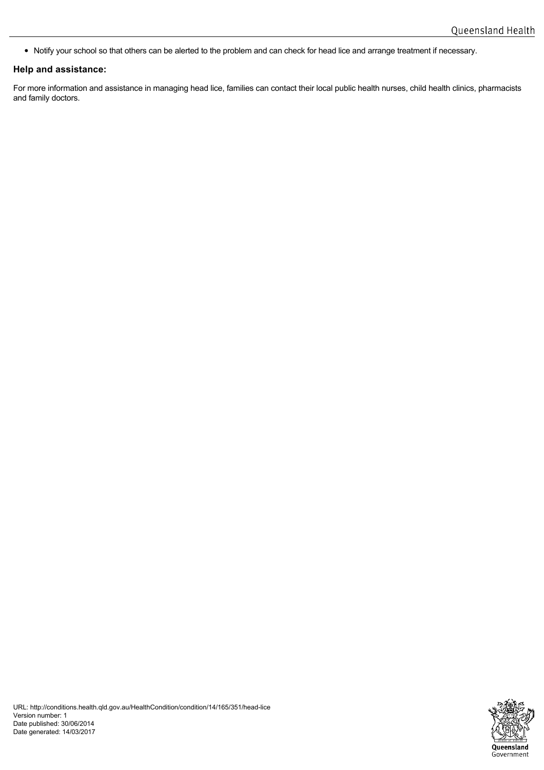- Notify your school so that others can be alerted to the problem and can check for head lice and arrange treatment if necessary.

### Help and assistance:

For more information and assistance in managing head lice, families can contact their local public health nurses, child health clinics, pharmacists and family doctors.

URL: http://conditions.health.qld.gov.au/HealthCondition/condition/14/165/351/head-lice
Version number: 1
Date published: 30/06/2014
Date generated: 14/03/2017